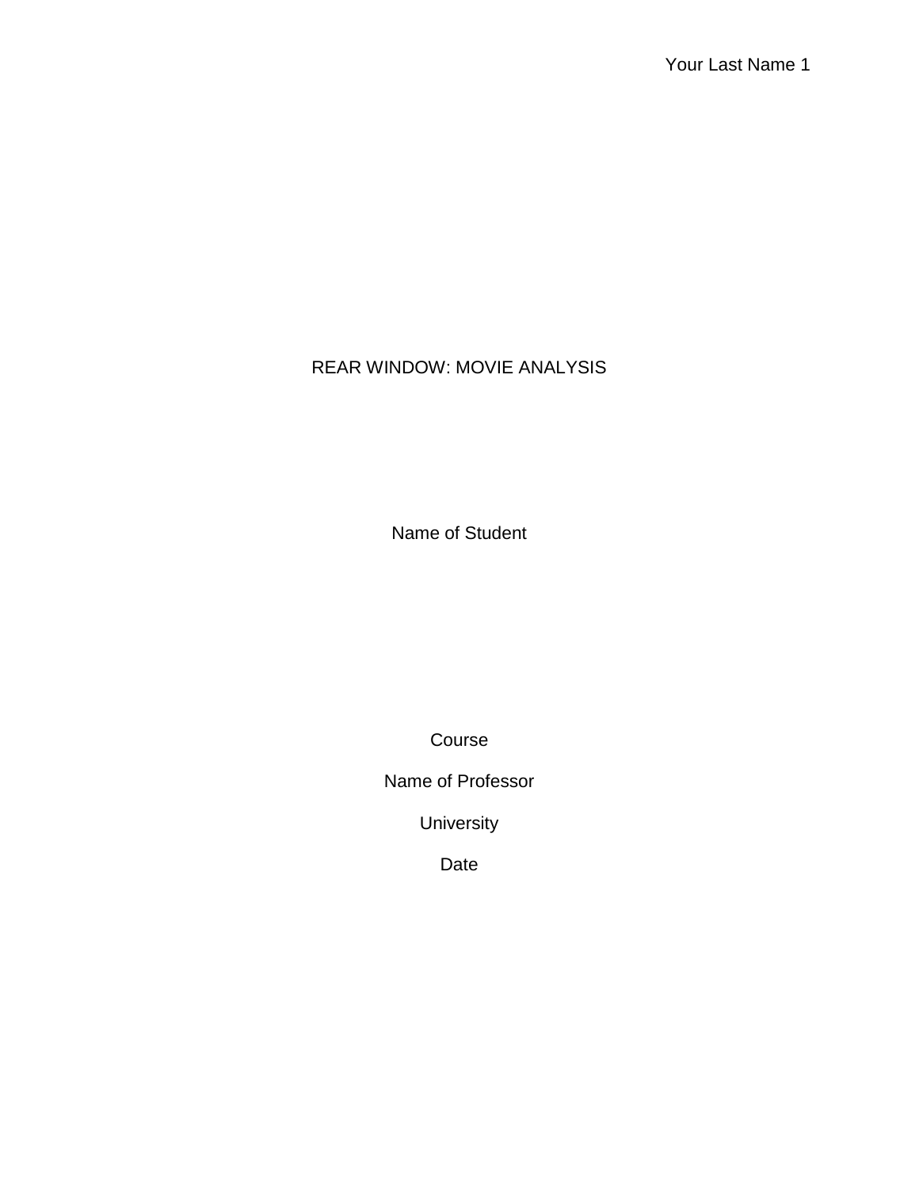# REAR WINDOW: MOVIE ANALYSIS

Name of Student

Course

Name of Professor

University

Date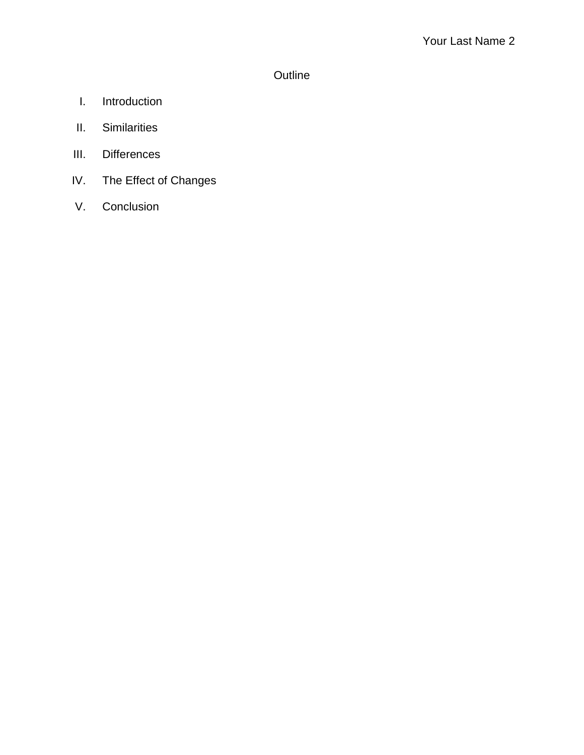# Outline

I. Introduction

II. Similarities

III. Differences

IV. The Effect of Changes

V. Conclusion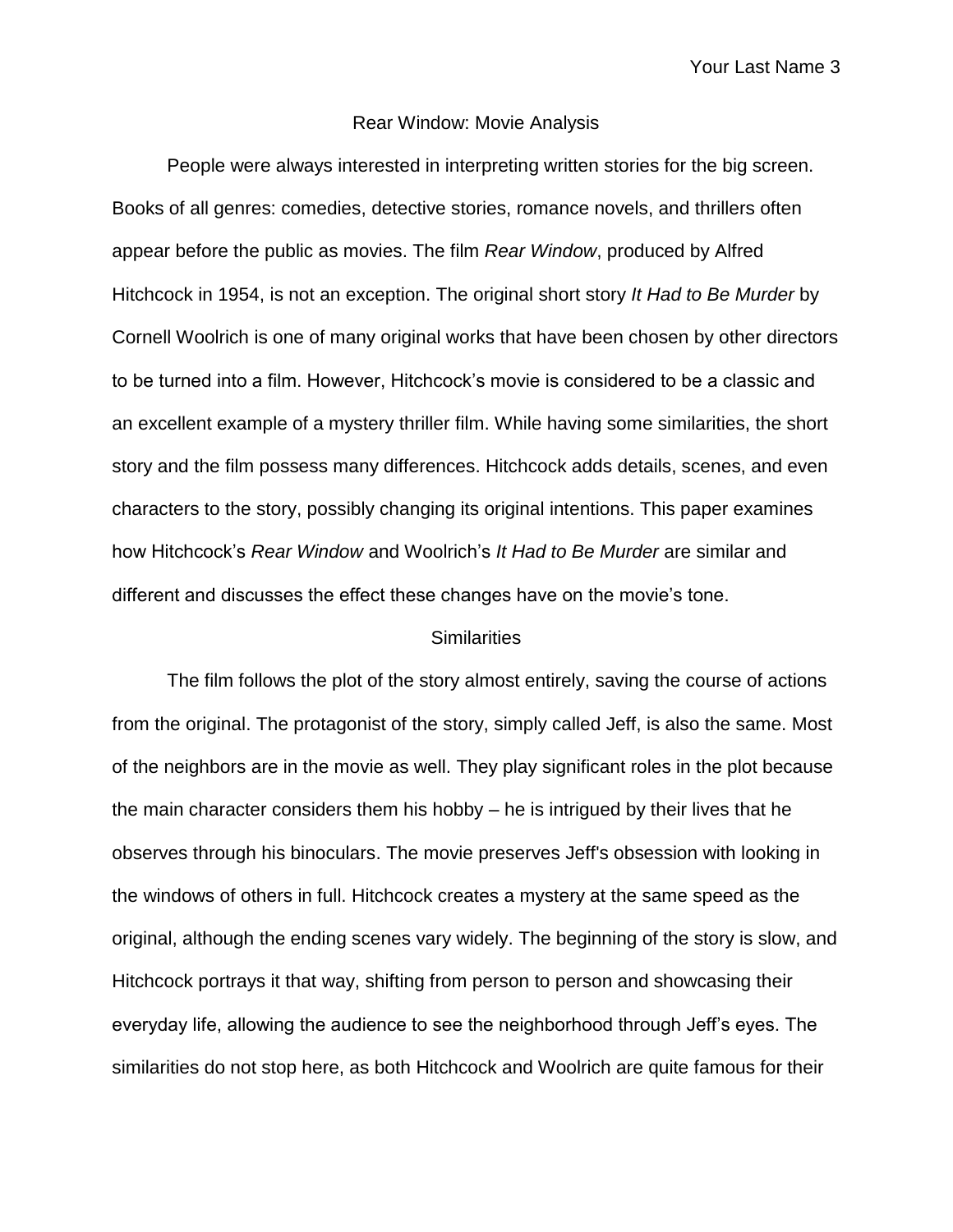# Rear Window: Movie Analysis

People were always interested in interpreting written stories for the big screen. Books of all genres: comedies, detective stories, romance novels, and thrillers often appear before the public as movies. The film *Rear Window*, produced by Alfred Hitchcock in 1954, is not an exception. The original short story *It Had to Be Murder* by Cornell Woolrich is one of many original works that have been chosen by other directors to be turned into a film. However, Hitchcock's movie is considered to be a classic and an excellent example of a mystery thriller film. While having some similarities, the short story and the film possess many differences. Hitchcock adds details, scenes, and even characters to the story, possibly changing its original intentions. This paper examines how Hitchcock's *Rear Window* and Woolrich's *It Had to Be Murder* are similar and different and discusses the effect these changes have on the movie's tone.

## Similarities

The film follows the plot of the story almost entirely, saving the course of actions from the original. The protagonist of the story, simply called Jeff, is also the same. Most of the neighbors are in the movie as well. They play significant roles in the plot because the main character considers them his hobby – he is intrigued by their lives that he observes through his binoculars. The movie preserves Jeff's obsession with looking in the windows of others in full. Hitchcock creates a mystery at the same speed as the original, although the ending scenes vary widely. The beginning of the story is slow, and Hitchcock portrays it that way, shifting from person to person and showcasing their everyday life, allowing the audience to see the neighborhood through Jeff's eyes. The similarities do not stop here, as both Hitchcock and Woolrich are quite famous for their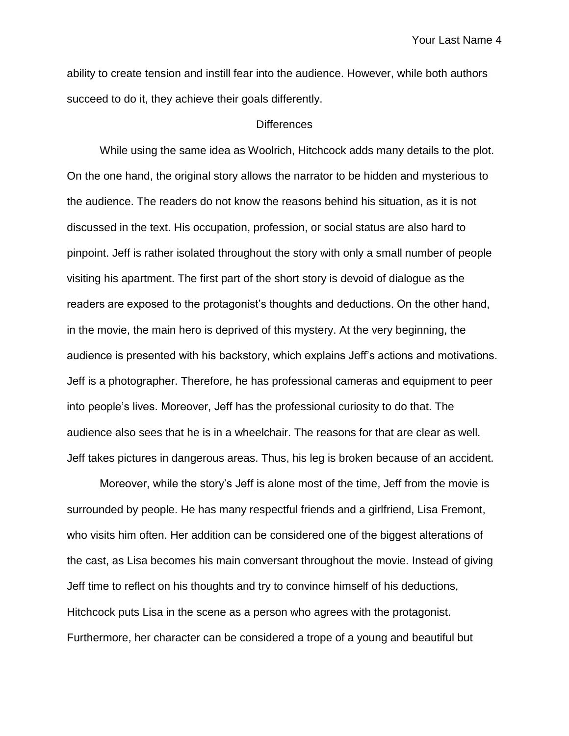ability to create tension and instill fear into the audience. However, while both authors succeed to do it, they achieve their goals differently.

## Differences

While using the same idea as Woolrich, Hitchcock adds many details to the plot. On the one hand, the original story allows the narrator to be hidden and mysterious to the audience. The readers do not know the reasons behind his situation, as it is not discussed in the text. His occupation, profession, or social status are also hard to pinpoint. Jeff is rather isolated throughout the story with only a small number of people visiting his apartment. The first part of the short story is devoid of dialogue as the readers are exposed to the protagonist's thoughts and deductions. On the other hand, in the movie, the main hero is deprived of this mystery. At the very beginning, the audience is presented with his backstory, which explains Jeff's actions and motivations. Jeff is a photographer. Therefore, he has professional cameras and equipment to peer into people's lives. Moreover, Jeff has the professional curiosity to do that. The audience also sees that he is in a wheelchair. The reasons for that are clear as well. Jeff takes pictures in dangerous areas. Thus, his leg is broken because of an accident.

Moreover, while the story's Jeff is alone most of the time, Jeff from the movie is surrounded by people. He has many respectful friends and a girlfriend, Lisa Fremont, who visits him often. Her addition can be considered one of the biggest alterations of the cast, as Lisa becomes his main conversant throughout the movie. Instead of giving Jeff time to reflect on his thoughts and try to convince himself of his deductions, Hitchcock puts Lisa in the scene as a person who agrees with the protagonist. Furthermore, her character can be considered a trope of a young and beautiful but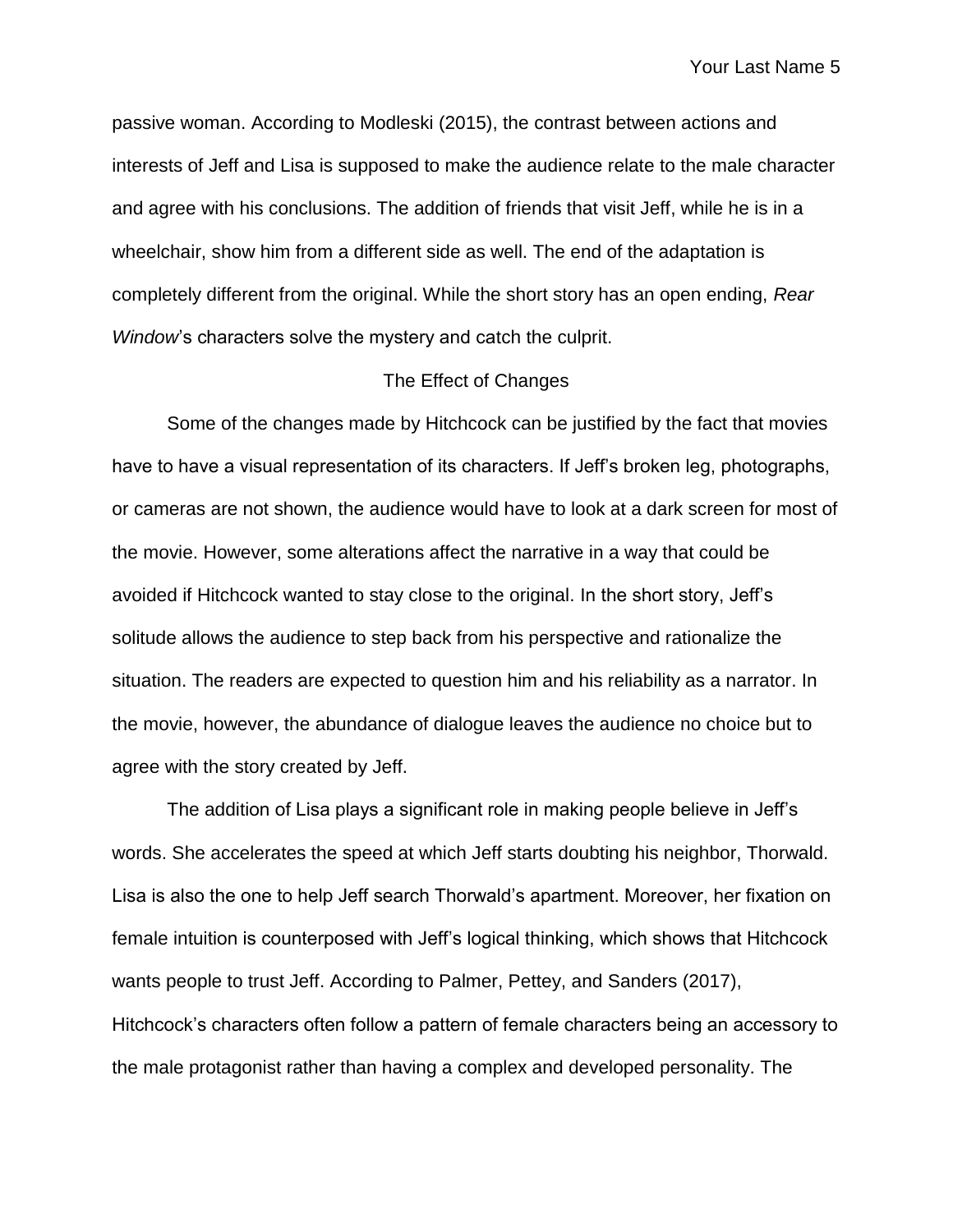passive woman. According to Modleski (2015), the contrast between actions and interests of Jeff and Lisa is supposed to make the audience relate to the male character and agree with his conclusions. The addition of friends that visit Jeff, while he is in a wheelchair, show him from a different side as well. The end of the adaptation is completely different from the original. While the short story has an open ending, *Rear Window*'s characters solve the mystery and catch the culprit.

## The Effect of Changes

Some of the changes made by Hitchcock can be justified by the fact that movies have to have a visual representation of its characters. If Jeff's broken leg, photographs, or cameras are not shown, the audience would have to look at a dark screen for most of the movie. However, some alterations affect the narrative in a way that could be avoided if Hitchcock wanted to stay close to the original. In the short story, Jeff's solitude allows the audience to step back from his perspective and rationalize the situation. The readers are expected to question him and his reliability as a narrator. In the movie, however, the abundance of dialogue leaves the audience no choice but to agree with the story created by Jeff.

The addition of Lisa plays a significant role in making people believe in Jeff's words. She accelerates the speed at which Jeff starts doubting his neighbor, Thorwald. Lisa is also the one to help Jeff search Thorwald's apartment. Moreover, her fixation on female intuition is counterposed with Jeff's logical thinking, which shows that Hitchcock wants people to trust Jeff. According to Palmer, Pettey, and Sanders (2017), Hitchcock's characters often follow a pattern of female characters being an accessory to the male protagonist rather than having a complex and developed personality. The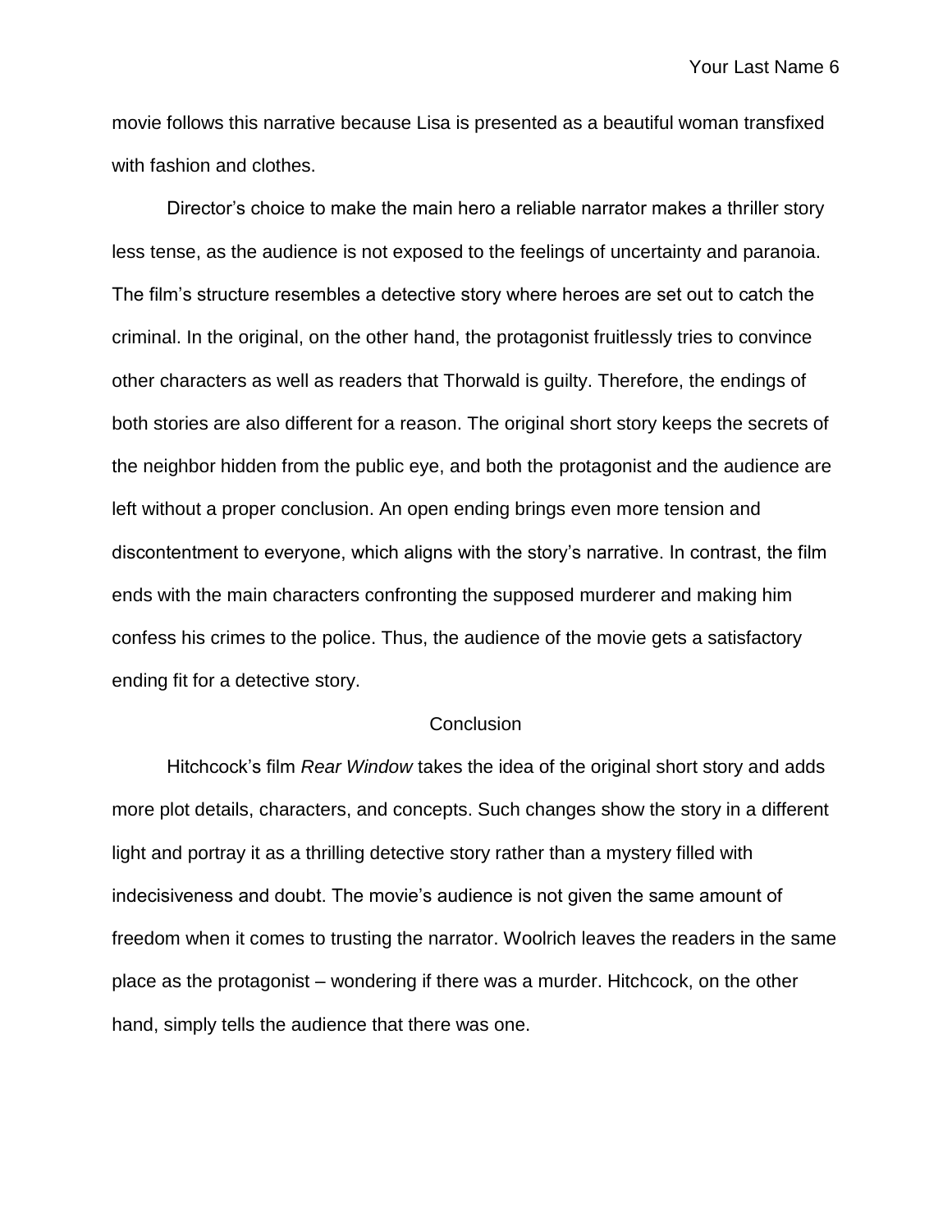movie follows this narrative because Lisa is presented as a beautiful woman transfixed with fashion and clothes.

Director's choice to make the main hero a reliable narrator makes a thriller story less tense, as the audience is not exposed to the feelings of uncertainty and paranoia. The film's structure resembles a detective story where heroes are set out to catch the criminal. In the original, on the other hand, the protagonist fruitlessly tries to convince other characters as well as readers that Thorwald is guilty. Therefore, the endings of both stories are also different for a reason. The original short story keeps the secrets of the neighbor hidden from the public eye, and both the protagonist and the audience are left without a proper conclusion. An open ending brings even more tension and discontentment to everyone, which aligns with the story's narrative. In contrast, the film ends with the main characters confronting the supposed murderer and making him confess his crimes to the police. Thus, the audience of the movie gets a satisfactory ending fit for a detective story.

## Conclusion

Hitchcock's film *Rear Window* takes the idea of the original short story and adds more plot details, characters, and concepts. Such changes show the story in a different light and portray it as a thrilling detective story rather than a mystery filled with indecisiveness and doubt. The movie's audience is not given the same amount of freedom when it comes to trusting the narrator. Woolrich leaves the readers in the same place as the protagonist – wondering if there was a murder. Hitchcock, on the other hand, simply tells the audience that there was one.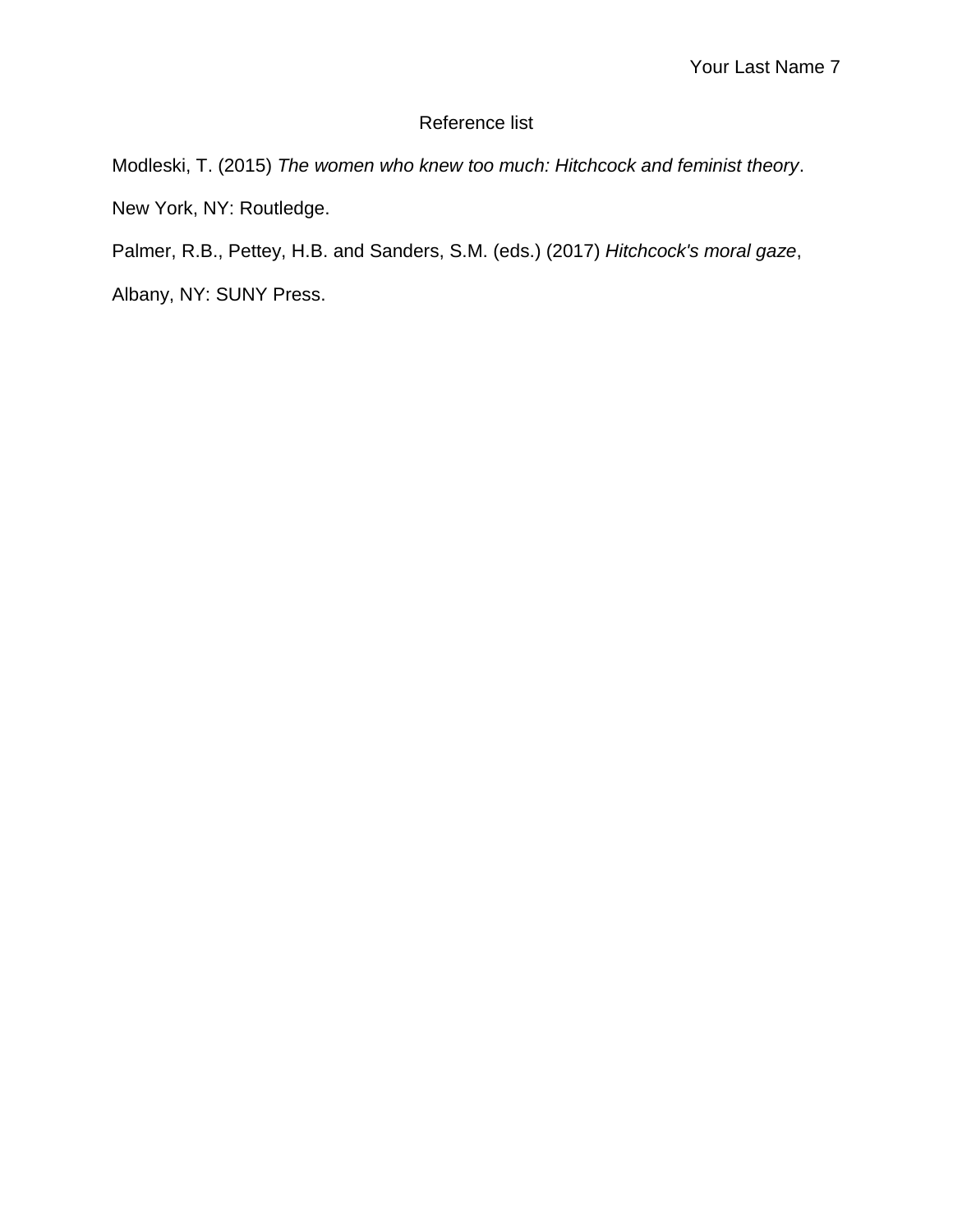# Reference list

Modleski, T. (2015) *The women who knew too much: Hitchcock and feminist theory*. New York, NY: Routledge.

Palmer, R.B., Pettey, H.B. and Sanders, S.M. (eds.) (2017) *Hitchcock's moral gaze*, Albany, NY: SUNY Press.